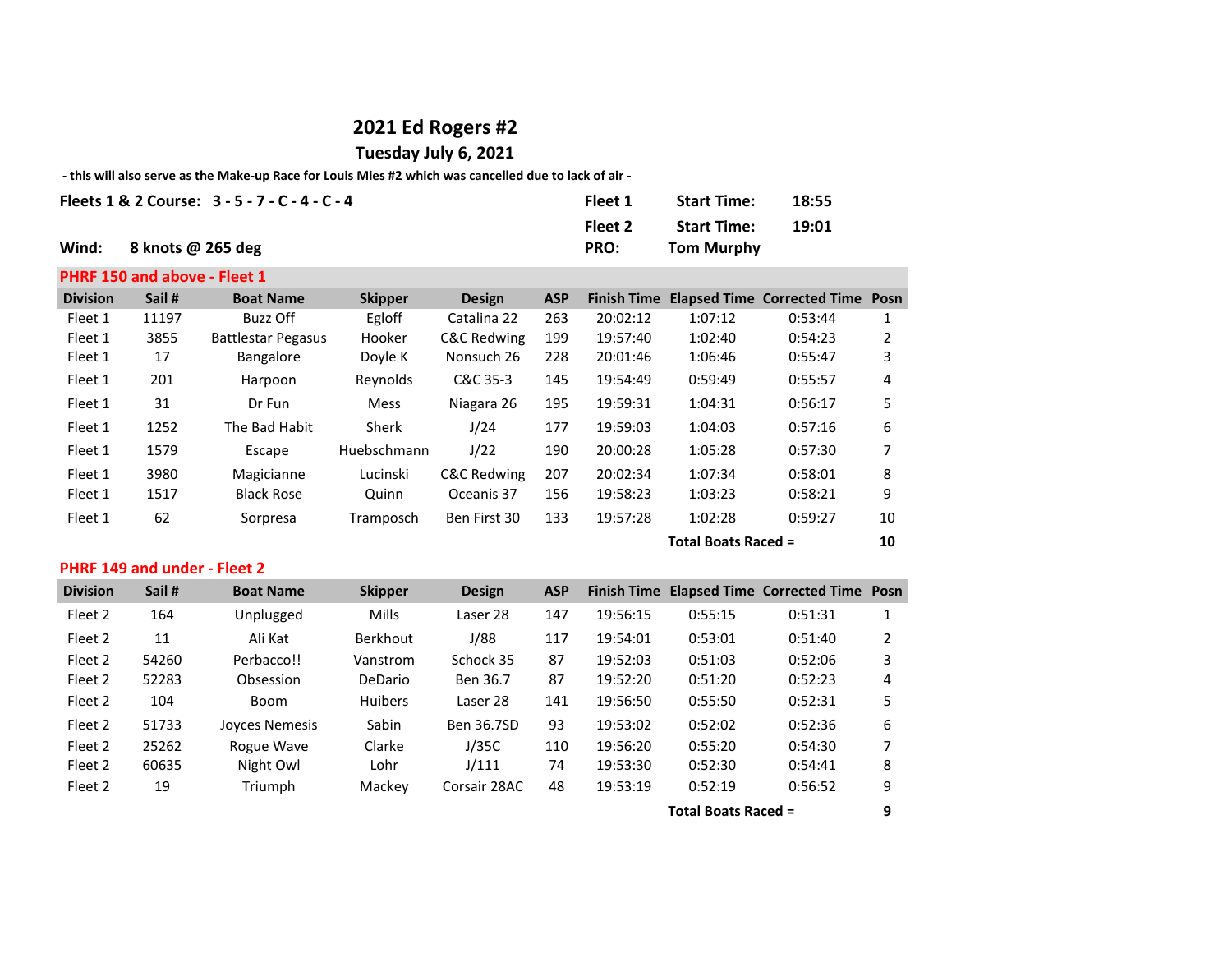# 2021 Ed Rogers #2

## Tuesday July 6, 2021

**- this will also serve as the Make-up Race for Louis Mies #2 which was cancelled due to lack of air -**

**Fleets 1 & 2 Course: 3 - 5 - 7 - C - 4 - C - 4**

**Fleet 1 Start Time: 18:55**

**Fleet 2 Start Time: 19:01**

**Wind: 8 knots @ 265 deg**

**PRO: Tom Murphy**

### PHRF 150 and above - Fleet 1

| Division | Sail # | Boat Name | Skipper | Design | ASP | Finish Time | Elapsed Time | Corrected Time | Posn |
|---|---|---|---|---|---|---|---|---|---|
| Fleet 1 | 11197 | Buzz Off | Egloff | Catalina 22 | 263 | 20:02:12 | 1:07:12 | 0:53:44 | 1 |
| Fleet 1 | 3855 | Battlestar Pegasus | Hooker | C&C Redwing | 199 | 19:57:40 | 1:02:40 | 0:54:23 | 2 |
| Fleet 1 | 17 | Bangalore | Doyle K | Nonsuch 26 | 228 | 20:01:46 | 1:06:46 | 0:55:47 | 3 |
| Fleet 1 | 201 | Harpoon | Reynolds | C&C 35-3 | 145 | 19:54:49 | 0:59:49 | 0:55:57 | 4 |
| Fleet 1 | 31 | Dr Fun | Mess | Niagara 26 | 195 | 19:59:31 | 1:04:31 | 0:56:17 | 5 |
| Fleet 1 | 1252 | The Bad Habit | Sherk | J/24 | 177 | 19:59:03 | 1:04:03 | 0:57:16 | 6 |
| Fleet 1 | 1579 | Escape | Huebschmann | J/22 | 190 | 20:00:28 | 1:05:28 | 0:57:30 | 7 |
| Fleet 1 | 3980 | Magicianne | Lucinski | C&C Redwing | 207 | 20:02:34 | 1:07:34 | 0:58:01 | 8 |
| Fleet 1 | 1517 | Black Rose | Quinn | Oceanis 37 | 156 | 19:58:23 | 1:03:23 | 0:58:21 | 9 |
| Fleet 1 | 62 | Sorpresa | Tramposch | Ben First 30 | 133 | 19:57:28 | 1:02:28 | 0:59:27 | 10 |
| | | | | | | | Total Boats Raced = | | 10 |

### PHRF 149 and under - Fleet 2

| Division | Sail # | Boat Name | Skipper | Design | ASP | Finish Time | Elapsed Time | Corrected Time | Posn |
|---|---|---|---|---|---|---|---|---|---|
| Fleet 2 | 164 | Unplugged | Mills | Laser 28 | 147 | 19:56:15 | 0:55:15 | 0:51:31 | 1 |
| Fleet 2 | 11 | Ali Kat | Berkhout | J/88 | 117 | 19:54:01 | 0:53:01 | 0:51:40 | 2 |
| Fleet 2 | 54260 | Perbacco!! | Vanstrom | Schock 35 | 87 | 19:52:03 | 0:51:03 | 0:52:06 | 3 |
| Fleet 2 | 52283 | Obsession | DeDario | Ben 36.7 | 87 | 19:52:20 | 0:51:20 | 0:52:23 | 4 |
| Fleet 2 | 104 | Boom | Huibers | Laser 28 | 141 | 19:56:50 | 0:55:50 | 0:52:31 | 5 |
| Fleet 2 | 51733 | Joyces Nemesis | Sabin | Ben 36.7SD | 93 | 19:53:02 | 0:52:02 | 0:52:36 | 6 |
| Fleet 2 | 25262 | Rogue Wave | Clarke | J/35C | 110 | 19:56:20 | 0:55:20 | 0:54:30 | 7 |
| Fleet 2 | 60635 | Night Owl | Lohr | J/111 | 74 | 19:53:30 | 0:52:30 | 0:54:41 | 8 |
| Fleet 2 | 19 | Triumph | Mackey | Corsair 28AC | 48 | 19:53:19 | 0:52:19 | 0:56:52 | 9 |
| | | | | | | | Total Boats Raced = | | 9 |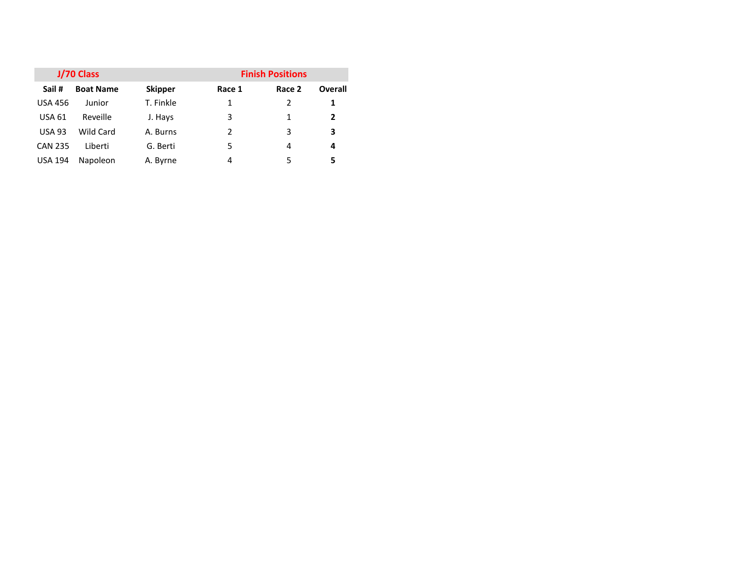| J/70 Class | | | Finish Positions | | |
|---|---|---|---|---|---|
| **Sail #** | **Boat Name** | **Skipper** | **Race 1** | **Race 2** | **Overall** |
| USA 456 | Junior | T. Finkle | 1 | 2 | **1** |
| USA 61 | Reveille | J. Hays | 3 | 1 | **2** |
| USA 93 | Wild Card | A. Burns | 2 | 3 | **3** |
| CAN 235 | Liberti | G. Berti | 5 | 4 | **4** |
| USA 194 | Napoleon | A. Byrne | 4 | 5 | **5** |